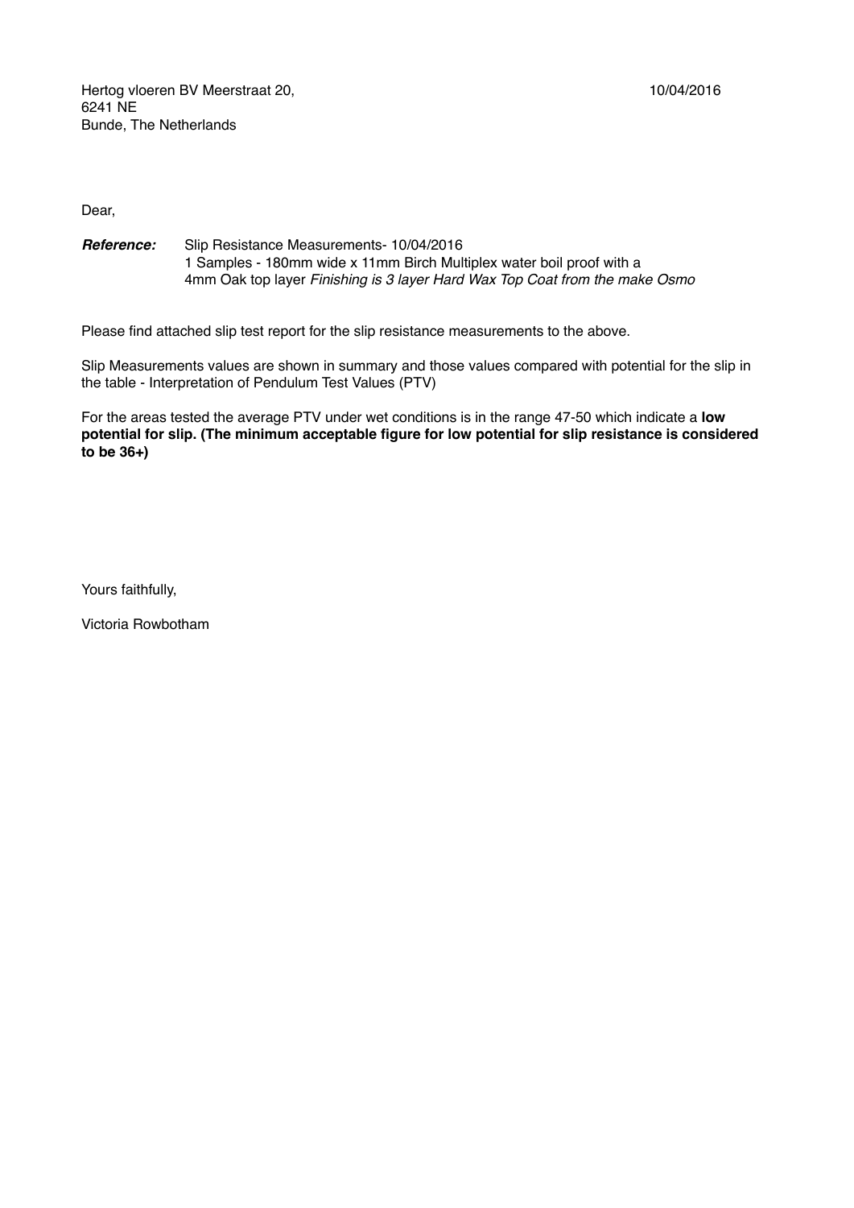Hertog vloeren BV Meerstraat 20,
6241 NE
Bunde, The Netherlands

10/04/2016

Dear,

***Reference:*** Slip Resistance Measurements- 10/04/2016
1 Samples - 180mm wide x 11mm Birch Multiplex water boil proof with a
4mm Oak top layer *Finishing is 3 layer Hard Wax Top Coat from the make Osmo*

Please find attached slip test report for the slip resistance measurements to the above.

Slip Measurements values are shown in summary and those values compared with potential for the slip in the table - Interpretation of Pendulum Test Values (PTV)

For the areas tested the average PTV under wet conditions is in the range 47-50 which indicate a **low potential for slip. (The minimum acceptable figure for low potential for slip resistance is considered to be 36+)**

Yours faithfully,

Victoria Rowbotham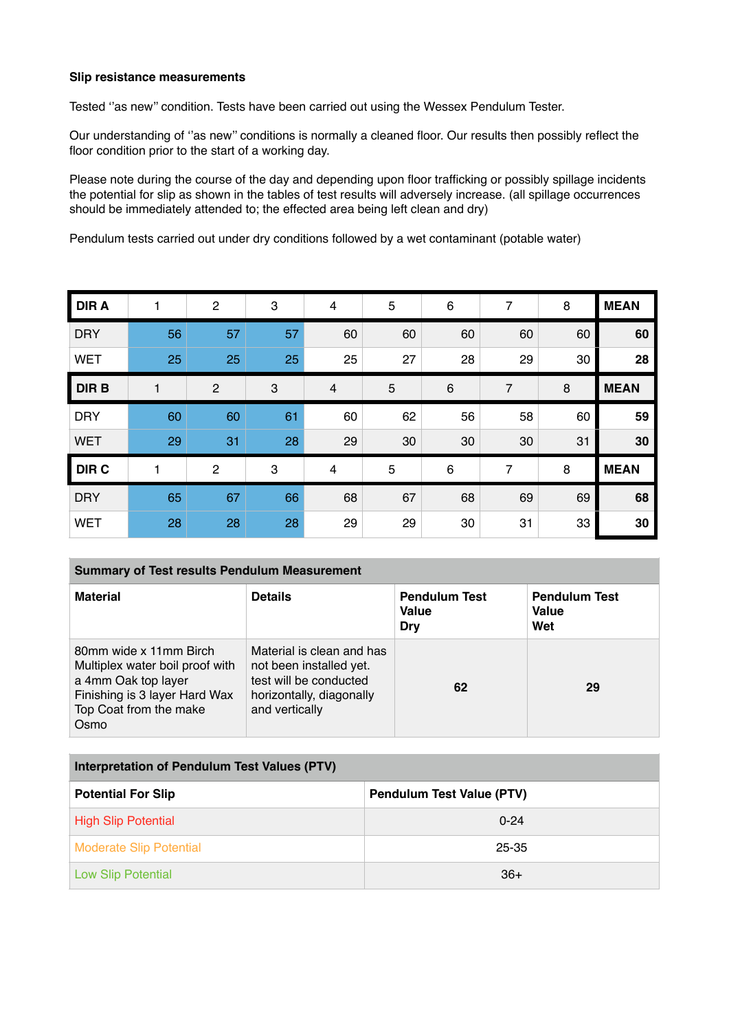**Slip resistance measurements**

Tested ''as new'' condition. Tests have been carried out using the Wessex Pendulum Tester.

Our understanding of ''as new'' conditions is normally a cleaned floor. Our results then possibly reflect the floor condition prior to the start of a working day.

Please note during the course of the day and depending upon floor trafficking or possibly spillage incidents the potential for slip as shown in the tables of test results will adversely increase. (all spillage occurrences should be immediately attended to; the effected area being left clean and dry)

Pendulum tests carried out under dry conditions followed by a wet contaminant (potable water)

| DIR A | 1 | 2 | 3 | 4 | 5 | 6 | 7 | 8 | MEAN |
|---|---|---|---|---|---|---|---|---|---|
| DRY | 56 | 57 | 57 | 60 | 60 | 60 | 60 | 60 | **60** |
| WET | 25 | 25 | 25 | 25 | 27 | 28 | 29 | 30 | **28** |
| **DIR B** | 1 | 2 | 3 | 4 | 5 | 6 | 7 | 8 | **MEAN** |
| DRY | 60 | 60 | 61 | 60 | 62 | 56 | 58 | 60 | **59** |
| WET | 29 | 31 | 28 | 29 | 30 | 30 | 30 | 31 | **30** |
| **DIR C** | 1 | 2 | 3 | 4 | 5 | 6 | 7 | 8 | **MEAN** |
| DRY | 65 | 67 | 66 | 68 | 67 | 68 | 69 | 69 | **68** |
| WET | 28 | 28 | 28 | 29 | 29 | 30 | 31 | 33 | **30** |

| Summary of Test results Pendulum Measurement | | | |
|---|---|---|---|
| **Material** | **Details** | **Pendulum Test Value Dry** | **Pendulum Test Value Wet** |
| 80mm wide x 11mm Birch Multiplex water boil proof with a 4mm Oak top layer Finishing is 3 layer Hard Wax Top Coat from the make Osmo | Material is clean and has not been installed yet. test will be conducted horizontally, diagonally and vertically | **62** | **29** |

| Interpretation of Pendulum Test Values (PTV) | |
|---|---|
| **Potential For Slip** | **Pendulum Test Value (PTV)** |
| High Slip Potential | 0-24 |
| Moderate Slip Potential | 25-35 |
| Low Slip Potential | 36+ |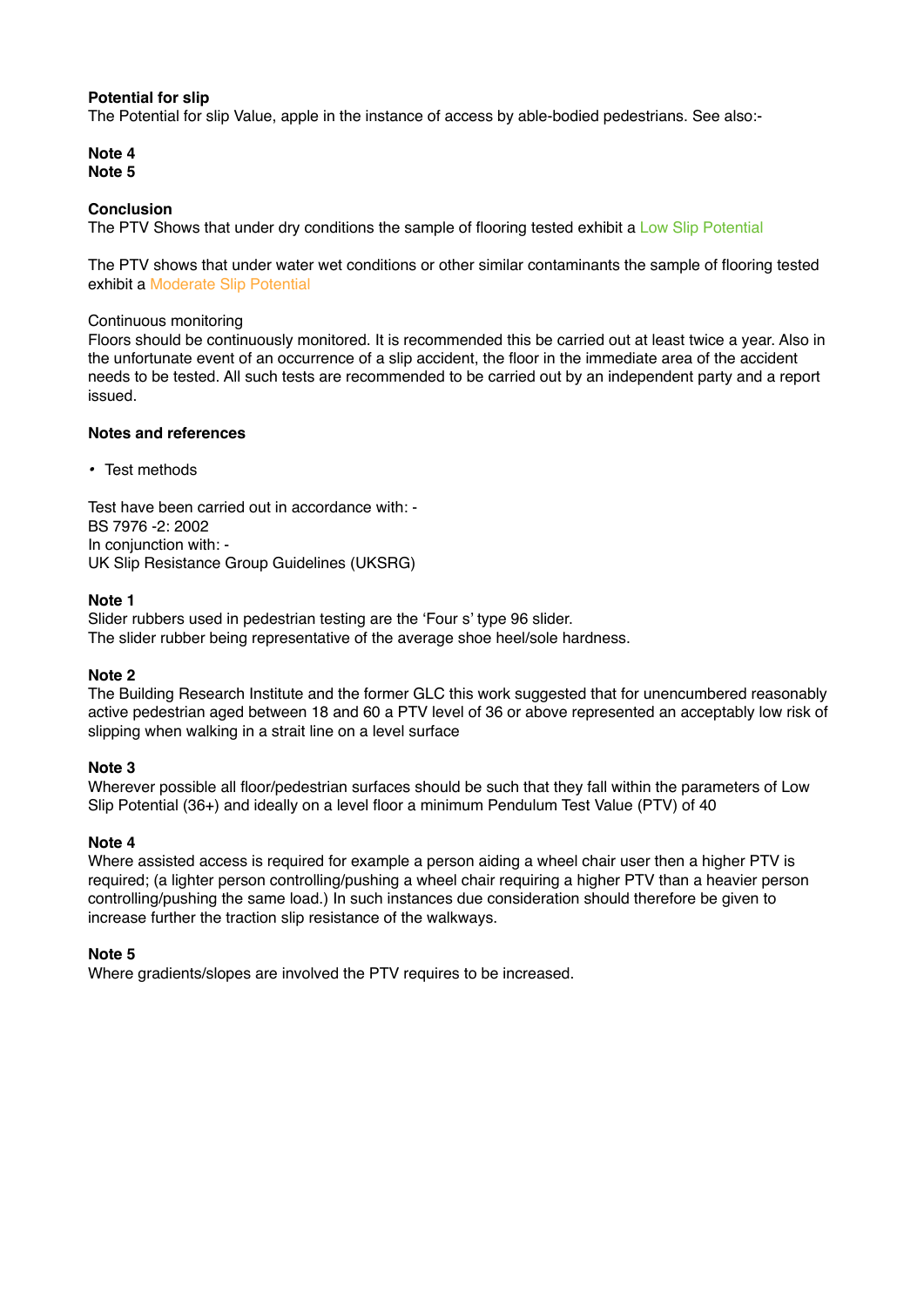**Potential for slip**
The Potential for slip Value, apple in the instance of access by able-bodied pedestrians. See also:-

**Note 4**
**Note 5**

**Conclusion**
The PTV Shows that under dry conditions the sample of flooring tested exhibit a Low Slip Potential

The PTV shows that under water wet conditions or other similar contaminants the sample of flooring tested exhibit a Moderate Slip Potential

Continuous monitoring
Floors should be continuously monitored. It is recommended this be carried out at least twice a year. Also in the unfortunate event of an occurrence of a slip accident, the floor in the immediate area of the accident needs to be tested. All such tests are recommended to be carried out by an independent party and a report issued.

**Notes and references**

- Test methods

Test have been carried out in accordance with: -
BS 7976 -2: 2002
In conjunction with: -
UK Slip Resistance Group Guidelines (UKSRG)

**Note 1**
Slider rubbers used in pedestrian testing are the 'Four s' type 96 slider.
The slider rubber being representative of the average shoe heel/sole hardness.

**Note 2**
The Building Research Institute and the former GLC this work suggested that for unencumbered reasonably active pedestrian aged between 18 and 60 a PTV level of 36 or above represented an acceptably low risk of slipping when walking in a strait line on a level surface

**Note 3**
Wherever possible all floor/pedestrian surfaces should be such that they fall within the parameters of Low Slip Potential (36+) and ideally on a level floor a minimum Pendulum Test Value (PTV) of 40

**Note 4**
Where assisted access is required for example a person aiding a wheel chair user then a higher PTV is required; (a lighter person controlling/pushing a wheel chair requiring a higher PTV than a heavier person controlling/pushing the same load.) In such instances due consideration should therefore be given to increase further the traction slip resistance of the walkways.

**Note 5**
Where gradients/slopes are involved the PTV requires to be increased.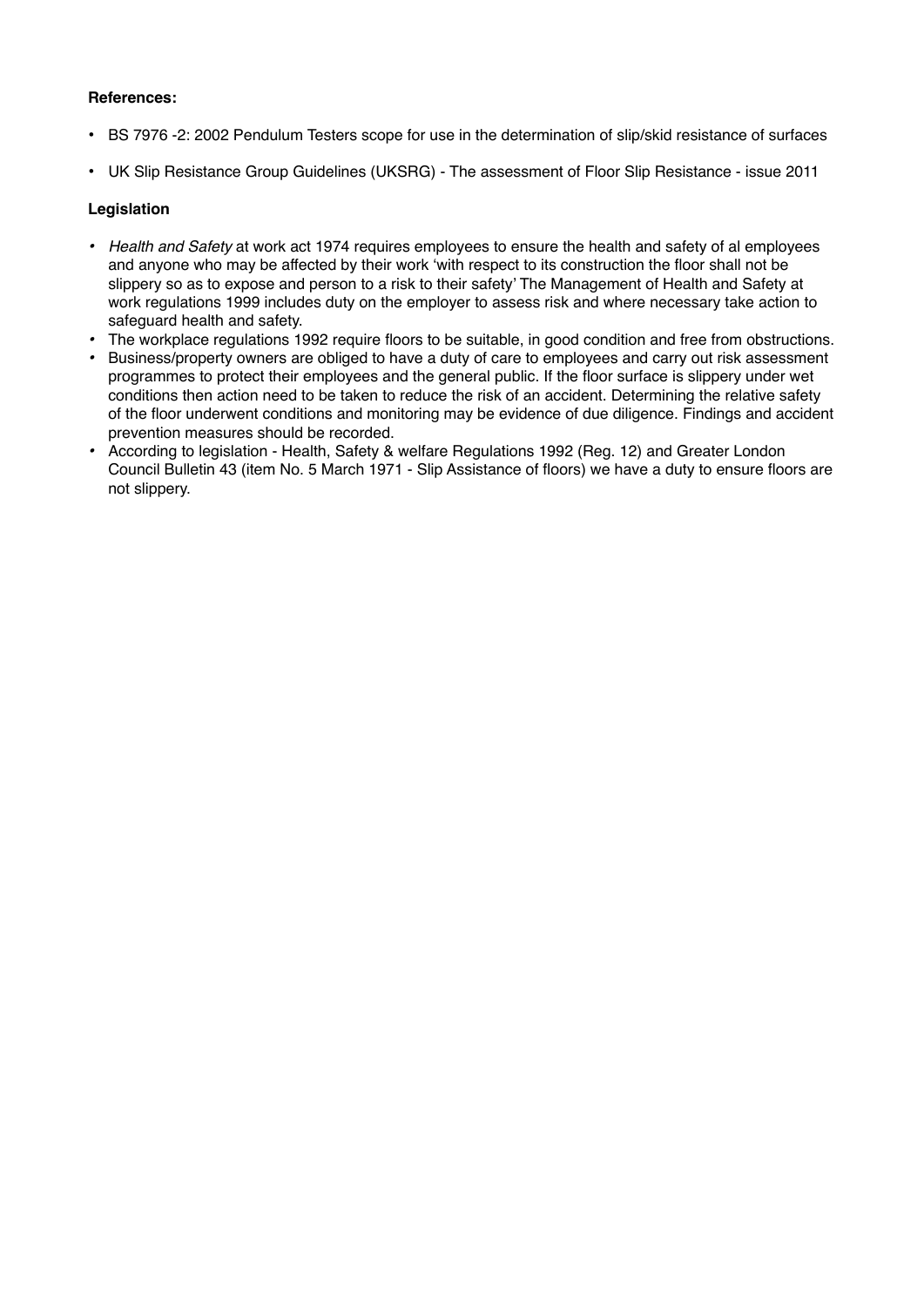**References:**

- BS 7976 -2: 2002 Pendulum Testers scope for use in the determination of slip/skid resistance of surfaces
- UK Slip Resistance Group Guidelines (UKSRG) - The assessment of Floor Slip Resistance - issue 2011

**Legislation**

- *Health and Safety* at work act 1974 requires employees to ensure the health and safety of al employees and anyone who may be affected by their work 'with respect to its construction the floor shall not be slippery so as to expose and person to a risk to their safety' The Management of Health and Safety at work regulations 1999 includes duty on the employer to assess risk and where necessary take action to safeguard health and safety.
- The workplace regulations 1992 require floors to be suitable, in good condition and free from obstructions.
- Business/property owners are obliged to have a duty of care to employees and carry out risk assessment programmes to protect their employees and the general public. If the floor surface is slippery under wet conditions then action need to be taken to reduce the risk of an accident. Determining the relative safety of the floor underwent conditions and monitoring may be evidence of due diligence. Findings and accident prevention measures should be recorded.
- According to legislation - Health, Safety & welfare Regulations 1992 (Reg. 12) and Greater London Council Bulletin 43 (item No. 5 March 1971 - Slip Assistance of floors) we have a duty to ensure floors are not slippery.